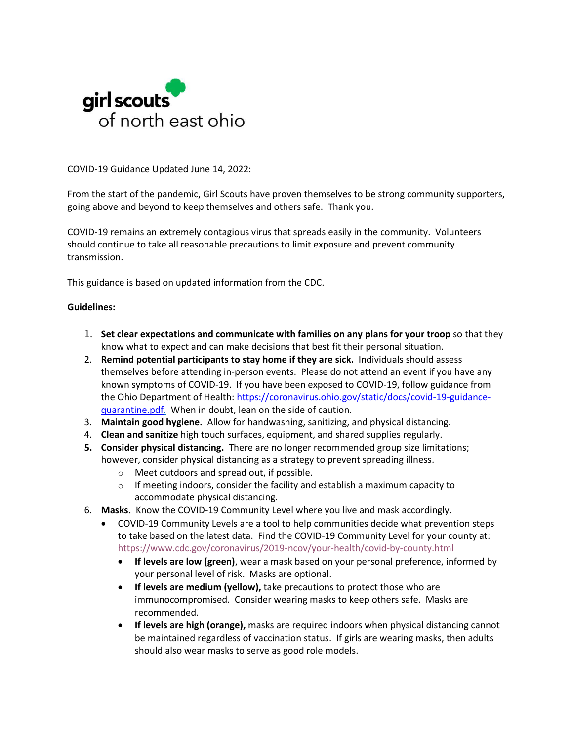girl scouts of north east ohio

COVID-19 Guidance Updated June 14, 2022:

From the start of the pandemic, Girl Scouts have proven themselves to be strong community supporters, going above and beyond to keep themselves and others safe. Thank you.

COVID-19 remains an extremely contagious virus that spreads easily in the community. Volunteers should continue to take all reasonable precautions to limit exposure and prevent community transmission.

This guidance is based on updated information from the CDC.

**Guidelines:**

1. **Set clear expectations and communicate with families on any plans for your troop** so that they know what to expect and can make decisions that best fit their personal situation.
2. **Remind potential participants to stay home if they are sick.** Individuals should assess themselves before attending in-person events. Please do not attend an event if you have any known symptoms of COVID-19. If you have been exposed to COVID-19, follow guidance from the Ohio Department of Health: https://coronavirus.ohio.gov/static/docs/covid-19-guidance-quarantine.pdf. When in doubt, lean on the side of caution.
3. **Maintain good hygiene.** Allow for handwashing, sanitizing, and physical distancing.
4. **Clean and sanitize** high touch surfaces, equipment, and shared supplies regularly.
5. **Consider physical distancing.** There are no longer recommended group size limitations; however, consider physical distancing as a strategy to prevent spreading illness.
   - Meet outdoors and spread out, if possible.
   - If meeting indoors, consider the facility and establish a maximum capacity to accommodate physical distancing.
6. **Masks.** Know the COVID-19 Community Level where you live and mask accordingly.
   - COVID-19 Community Levels are a tool to help communities decide what prevention steps to take based on the latest data. Find the COVID-19 Community Level for your county at: https://www.cdc.gov/coronavirus/2019-ncov/your-health/covid-by-county.html
     - **If levels are low (green)**, wear a mask based on your personal preference, informed by your personal level of risk. Masks are optional.
     - **If levels are medium (yellow),** take precautions to protect those who are immunocompromised. Consider wearing masks to keep others safe. Masks are recommended.
     - **If levels are high (orange),** masks are required indoors when physical distancing cannot be maintained regardless of vaccination status. If girls are wearing masks, then adults should also wear masks to serve as good role models.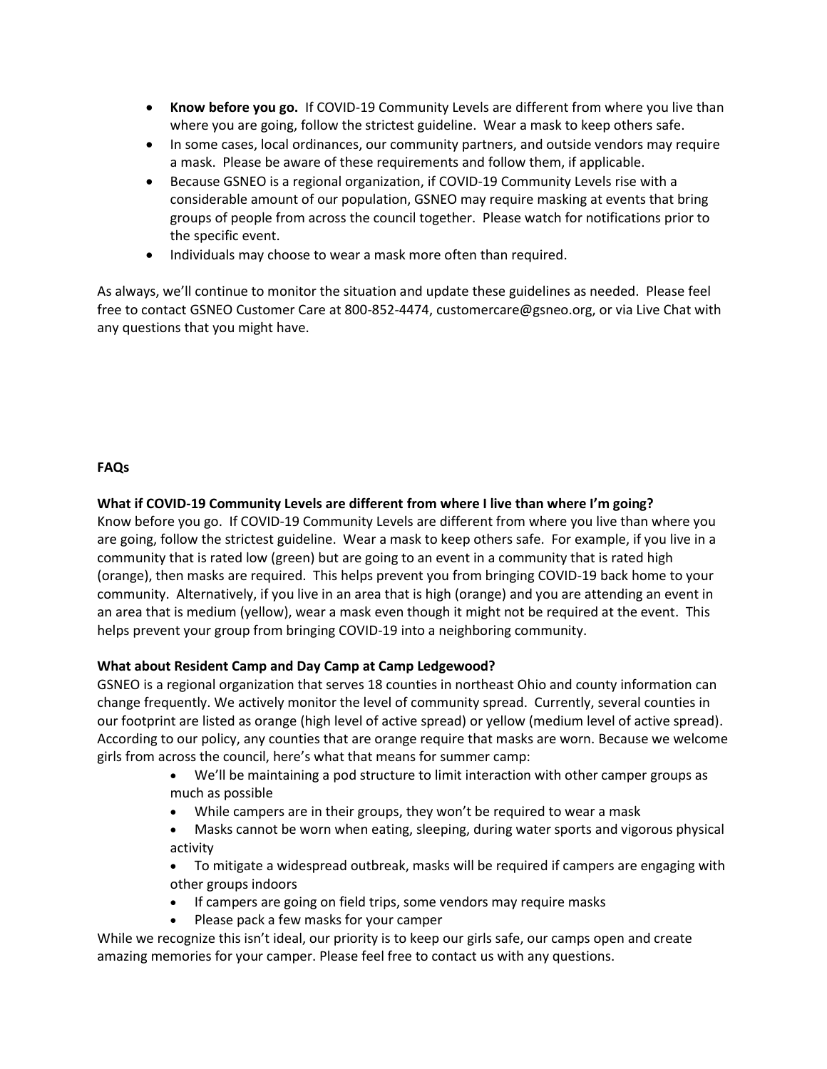- **Know before you go.** If COVID-19 Community Levels are different from where you live than where you are going, follow the strictest guideline. Wear a mask to keep others safe.
- In some cases, local ordinances, our community partners, and outside vendors may require a mask. Please be aware of these requirements and follow them, if applicable.
- Because GSNEO is a regional organization, if COVID-19 Community Levels rise with a considerable amount of our population, GSNEO may require masking at events that bring groups of people from across the council together. Please watch for notifications prior to the specific event.
- Individuals may choose to wear a mask more often than required.

As always, we'll continue to monitor the situation and update these guidelines as needed. Please feel free to contact GSNEO Customer Care at 800-852-4474, customercare@gsneo.org, or via Live Chat with any questions that you might have.

**FAQs**

**What if COVID-19 Community Levels are different from where I live than where I'm going?**
Know before you go. If COVID-19 Community Levels are different from where you live than where you are going, follow the strictest guideline. Wear a mask to keep others safe. For example, if you live in a community that is rated low (green) but are going to an event in a community that is rated high (orange), then masks are required. This helps prevent you from bringing COVID-19 back home to your community. Alternatively, if you live in an area that is high (orange) and you are attending an event in an area that is medium (yellow), wear a mask even though it might not be required at the event. This helps prevent your group from bringing COVID-19 into a neighboring community.

**What about Resident Camp and Day Camp at Camp Ledgewood?**
GSNEO is a regional organization that serves 18 counties in northeast Ohio and county information can change frequently. We actively monitor the level of community spread. Currently, several counties in our footprint are listed as orange (high level of active spread) or yellow (medium level of active spread). According to our policy, any counties that are orange require that masks are worn. Because we welcome girls from across the council, here's what that means for summer camp:

- We'll be maintaining a pod structure to limit interaction with other camper groups as much as possible
- While campers are in their groups, they won't be required to wear a mask
- Masks cannot be worn when eating, sleeping, during water sports and vigorous physical activity
- To mitigate a widespread outbreak, masks will be required if campers are engaging with other groups indoors
- If campers are going on field trips, some vendors may require masks
- Please pack a few masks for your camper

While we recognize this isn't ideal, our priority is to keep our girls safe, our camps open and create amazing memories for your camper. Please feel free to contact us with any questions.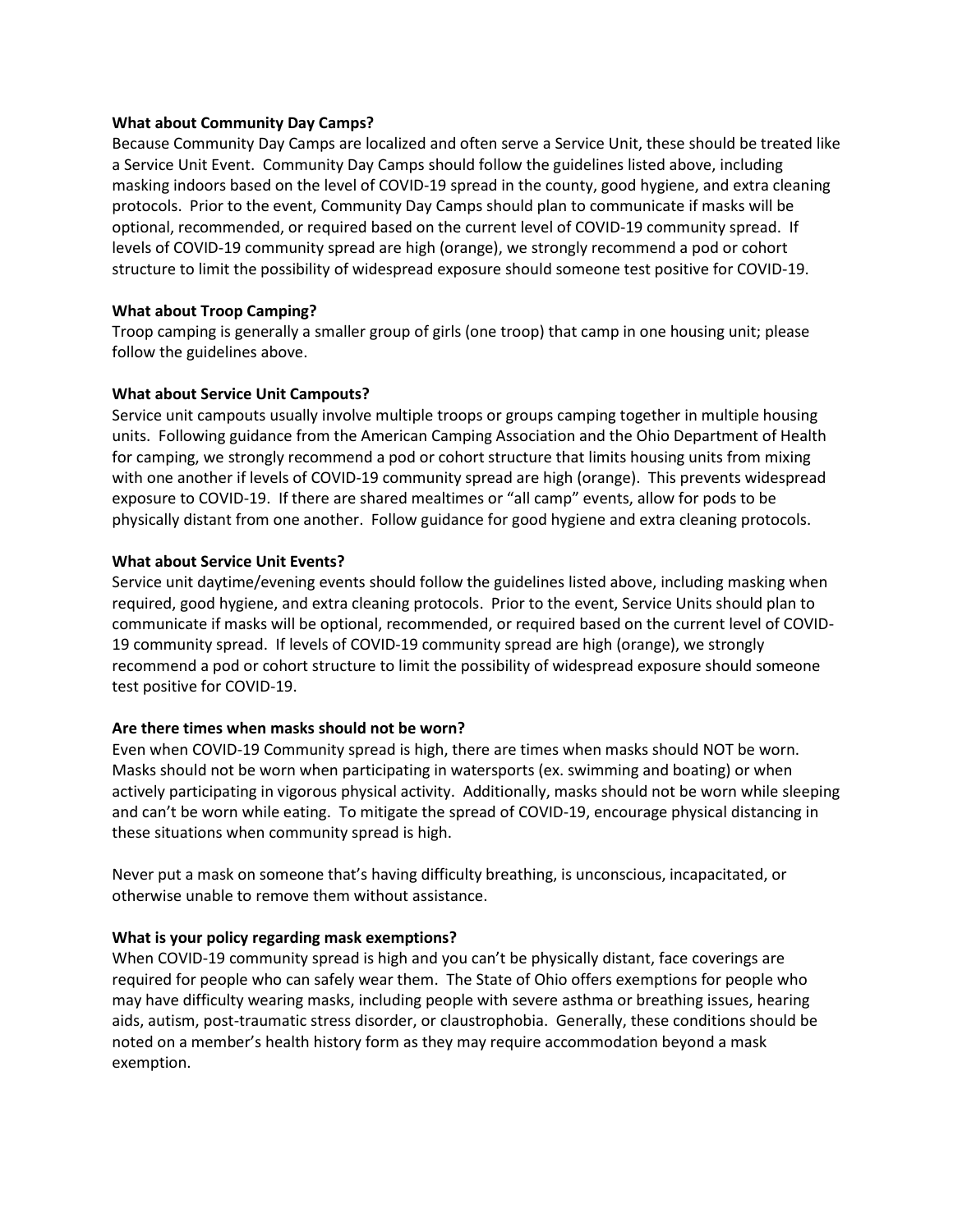**What about Community Day Camps?**

Because Community Day Camps are localized and often serve a Service Unit, these should be treated like a Service Unit Event. Community Day Camps should follow the guidelines listed above, including masking indoors based on the level of COVID-19 spread in the county, good hygiene, and extra cleaning protocols. Prior to the event, Community Day Camps should plan to communicate if masks will be optional, recommended, or required based on the current level of COVID-19 community spread. If levels of COVID-19 community spread are high (orange), we strongly recommend a pod or cohort structure to limit the possibility of widespread exposure should someone test positive for COVID-19.

**What about Troop Camping?**

Troop camping is generally a smaller group of girls (one troop) that camp in one housing unit; please follow the guidelines above.

**What about Service Unit Campouts?**

Service unit campouts usually involve multiple troops or groups camping together in multiple housing units. Following guidance from the American Camping Association and the Ohio Department of Health for camping, we strongly recommend a pod or cohort structure that limits housing units from mixing with one another if levels of COVID-19 community spread are high (orange). This prevents widespread exposure to COVID-19. If there are shared mealtimes or "all camp" events, allow for pods to be physically distant from one another. Follow guidance for good hygiene and extra cleaning protocols.

**What about Service Unit Events?**

Service unit daytime/evening events should follow the guidelines listed above, including masking when required, good hygiene, and extra cleaning protocols. Prior to the event, Service Units should plan to communicate if masks will be optional, recommended, or required based on the current level of COVID-19 community spread. If levels of COVID-19 community spread are high (orange), we strongly recommend a pod or cohort structure to limit the possibility of widespread exposure should someone test positive for COVID-19.

**Are there times when masks should not be worn?**

Even when COVID-19 Community spread is high, there are times when masks should NOT be worn. Masks should not be worn when participating in watersports (ex. swimming and boating) or when actively participating in vigorous physical activity. Additionally, masks should not be worn while sleeping and can't be worn while eating. To mitigate the spread of COVID-19, encourage physical distancing in these situations when community spread is high.

Never put a mask on someone that's having difficulty breathing, is unconscious, incapacitated, or otherwise unable to remove them without assistance.

**What is your policy regarding mask exemptions?**

When COVID-19 community spread is high and you can't be physically distant, face coverings are required for people who can safely wear them. The State of Ohio offers exemptions for people who may have difficulty wearing masks, including people with severe asthma or breathing issues, hearing aids, autism, post-traumatic stress disorder, or claustrophobia. Generally, these conditions should be noted on a member's health history form as they may require accommodation beyond a mask exemption.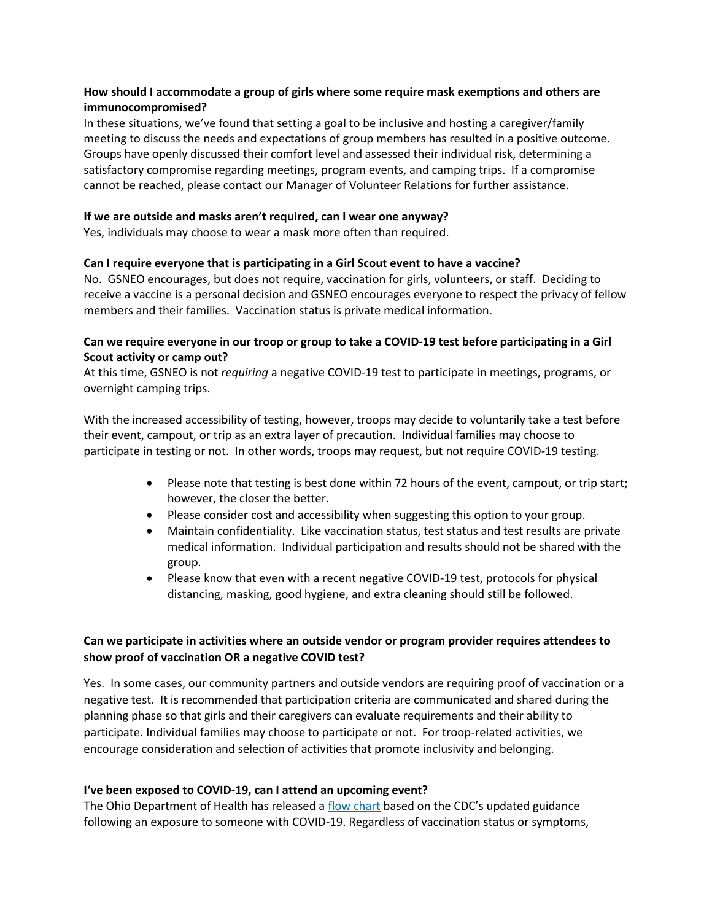**How should I accommodate a group of girls where some require mask exemptions and others are immunocompromised?**
In these situations, we've found that setting a goal to be inclusive and hosting a caregiver/family meeting to discuss the needs and expectations of group members has resulted in a positive outcome. Groups have openly discussed their comfort level and assessed their individual risk, determining a satisfactory compromise regarding meetings, program events, and camping trips. If a compromise cannot be reached, please contact our Manager of Volunteer Relations for further assistance.

**If we are outside and masks aren't required, can I wear one anyway?**
Yes, individuals may choose to wear a mask more often than required.

**Can I require everyone that is participating in a Girl Scout event to have a vaccine?**
No. GSNEO encourages, but does not require, vaccination for girls, volunteers, or staff. Deciding to receive a vaccine is a personal decision and GSNEO encourages everyone to respect the privacy of fellow members and their families. Vaccination status is private medical information.

**Can we require everyone in our troop or group to take a COVID-19 test before participating in a Girl Scout activity or camp out?**
At this time, GSNEO is not *requiring* a negative COVID-19 test to participate in meetings, programs, or overnight camping trips.

With the increased accessibility of testing, however, troops may decide to voluntarily take a test before their event, campout, or trip as an extra layer of precaution. Individual families may choose to participate in testing or not. In other words, troops may request, but not require COVID-19 testing.

- Please note that testing is best done within 72 hours of the event, campout, or trip start; however, the closer the better.
- Please consider cost and accessibility when suggesting this option to your group.
- Maintain confidentiality. Like vaccination status, test status and test results are private medical information. Individual participation and results should not be shared with the group.
- Please know that even with a recent negative COVID-19 test, protocols for physical distancing, masking, good hygiene, and extra cleaning should still be followed.

**Can we participate in activities where an outside vendor or program provider requires attendees to show proof of vaccination OR a negative COVID test?**

Yes. In some cases, our community partners and outside vendors are requiring proof of vaccination or a negative test. It is recommended that participation criteria are communicated and shared during the planning phase so that girls and their caregivers can evaluate requirements and their ability to participate. Individual families may choose to participate or not. For troop-related activities, we encourage consideration and selection of activities that promote inclusivity and belonging.

**I've been exposed to COVID-19, can I attend an upcoming event?**
The Ohio Department of Health has released a flow chart based on the CDC's updated guidance following an exposure to someone with COVID-19. Regardless of vaccination status or symptoms,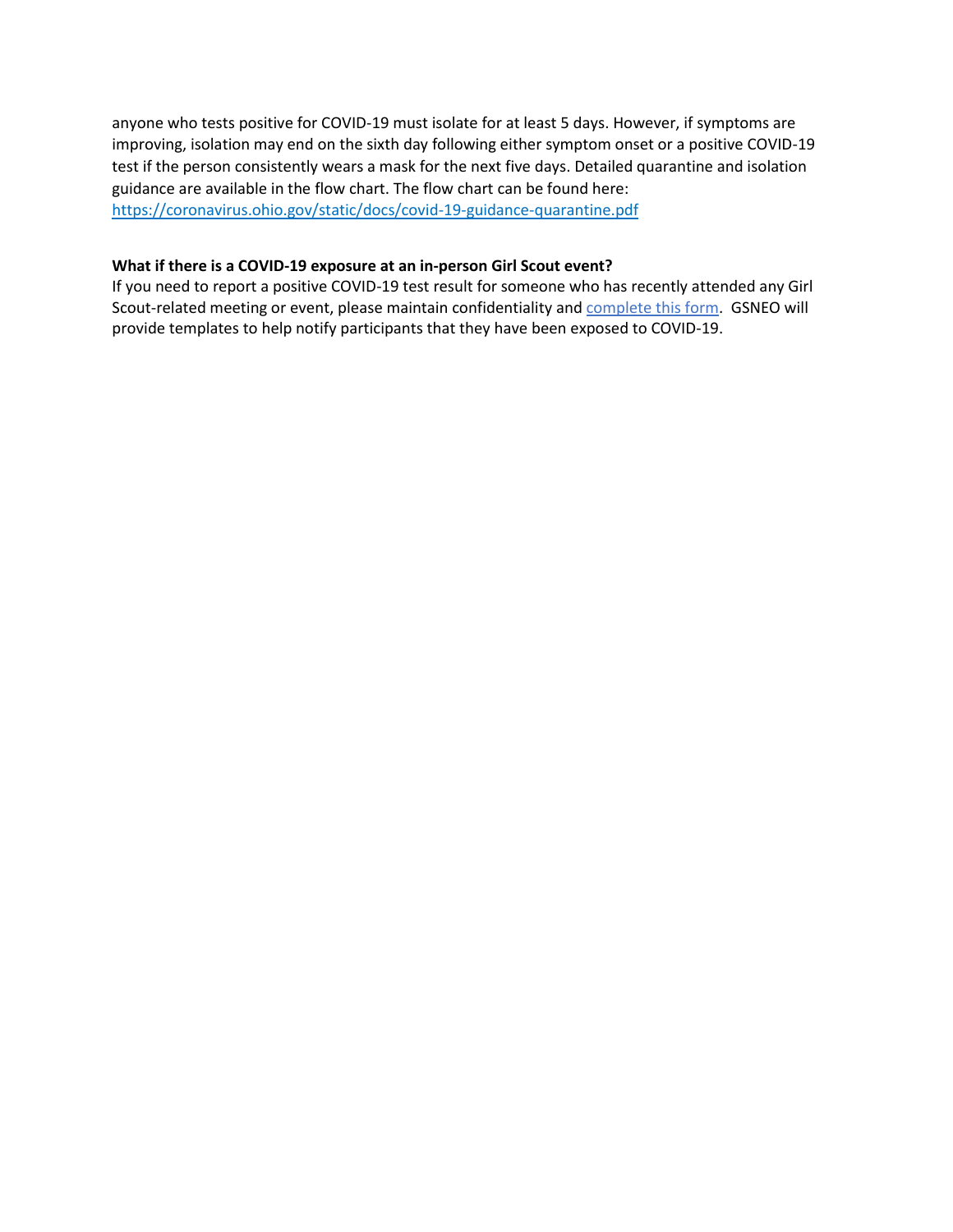anyone who tests positive for COVID-19 must isolate for at least 5 days. However, if symptoms are improving, isolation may end on the sixth day following either symptom onset or a positive COVID-19 test if the person consistently wears a mask for the next five days. Detailed quarantine and isolation guidance are available in the flow chart. The flow chart can be found here: https://coronavirus.ohio.gov/static/docs/covid-19-guidance-quarantine.pdf

**What if there is a COVID-19 exposure at an in-person Girl Scout event?**

If you need to report a positive COVID-19 test result for someone who has recently attended any Girl Scout-related meeting or event, please maintain confidentiality and complete this form. GSNEO will provide templates to help notify participants that they have been exposed to COVID-19.